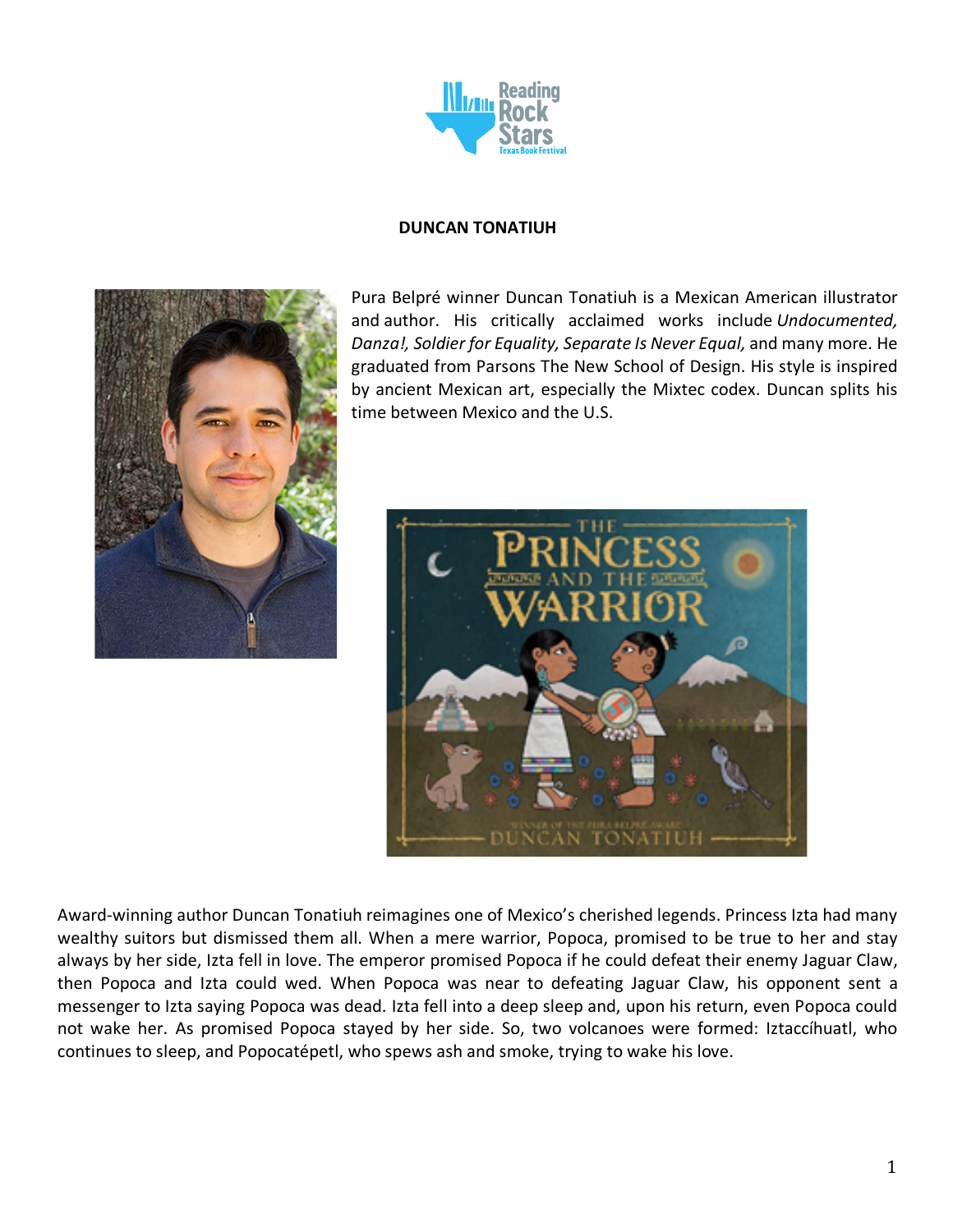# DUNCAN TONATIUH

Pura Belpré winner Duncan Tonatiuh is a Mexican American illustrator and author. His critically acclaimed works include *Undocumented, Danza!, Soldier for Equality, Separate Is Never Equal,* and many more. He graduated from Parsons The New School of Design. His style is inspired by ancient Mexican art, especially the Mixtec codex. Duncan splits his time between Mexico and the U.S.

Award-winning author Duncan Tonatiuh reimagines one of Mexico's cherished legends. Princess Izta had many wealthy suitors but dismissed them all. When a mere warrior, Popoca, promised to be true to her and stay always by her side, Izta fell in love. The emperor promised Popoca if he could defeat their enemy Jaguar Claw, then Popoca and Izta could wed. When Popoca was near to defeating Jaguar Claw, his opponent sent a messenger to Izta saying Popoca was dead. Izta fell into a deep sleep and, upon his return, even Popoca could not wake her. As promised Popoca stayed by her side. So, two volcanoes were formed: Iztaccíhuatl, who continues to sleep, and Popocatépetl, who spews ash and smoke, trying to wake his love.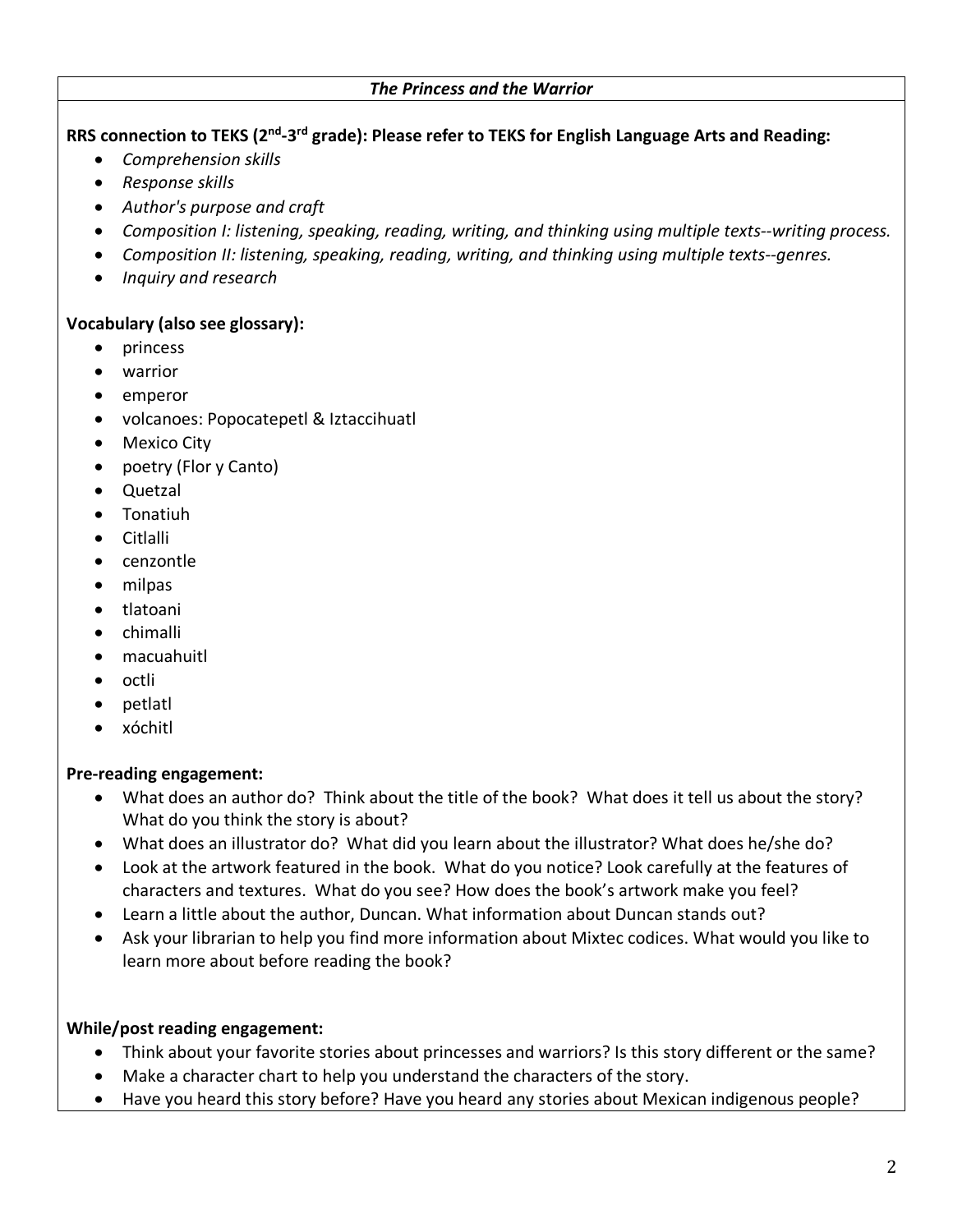***The Princess and the Warrior***

**RRS connection to TEKS (2nd-3rd grade): Please refer to TEKS for English Language Arts and Reading:**

- *Comprehension skills*
- *Response skills*
- *Author's purpose and craft*
- *Composition I: listening, speaking, reading, writing, and thinking using multiple texts--writing process.*
- *Composition II: listening, speaking, reading, writing, and thinking using multiple texts--genres.*
- *Inquiry and research*

**Vocabulary (also see glossary):**

- princess
- warrior
- emperor
- volcanoes: Popocatepetl & Iztaccihuatl
- Mexico City
- poetry (Flor y Canto)
- Quetzal
- Tonatiuh
- Citlalli
- cenzontle
- milpas
- tlatoani
- chimalli
- macuahuitl
- octli
- petlatl
- xóchitl

**Pre-reading engagement:**

- What does an author do? Think about the title of the book? What does it tell us about the story? What do you think the story is about?
- What does an illustrator do? What did you learn about the illustrator? What does he/she do?
- Look at the artwork featured in the book. What do you notice? Look carefully at the features of characters and textures. What do you see? How does the book's artwork make you feel?
- Learn a little about the author, Duncan. What information about Duncan stands out?
- Ask your librarian to help you find more information about Mixtec codices. What would you like to learn more about before reading the book?

**While/post reading engagement:**

- Think about your favorite stories about princesses and warriors? Is this story different or the same?
- Make a character chart to help you understand the characters of the story.
- Have you heard this story before? Have you heard any stories about Mexican indigenous people?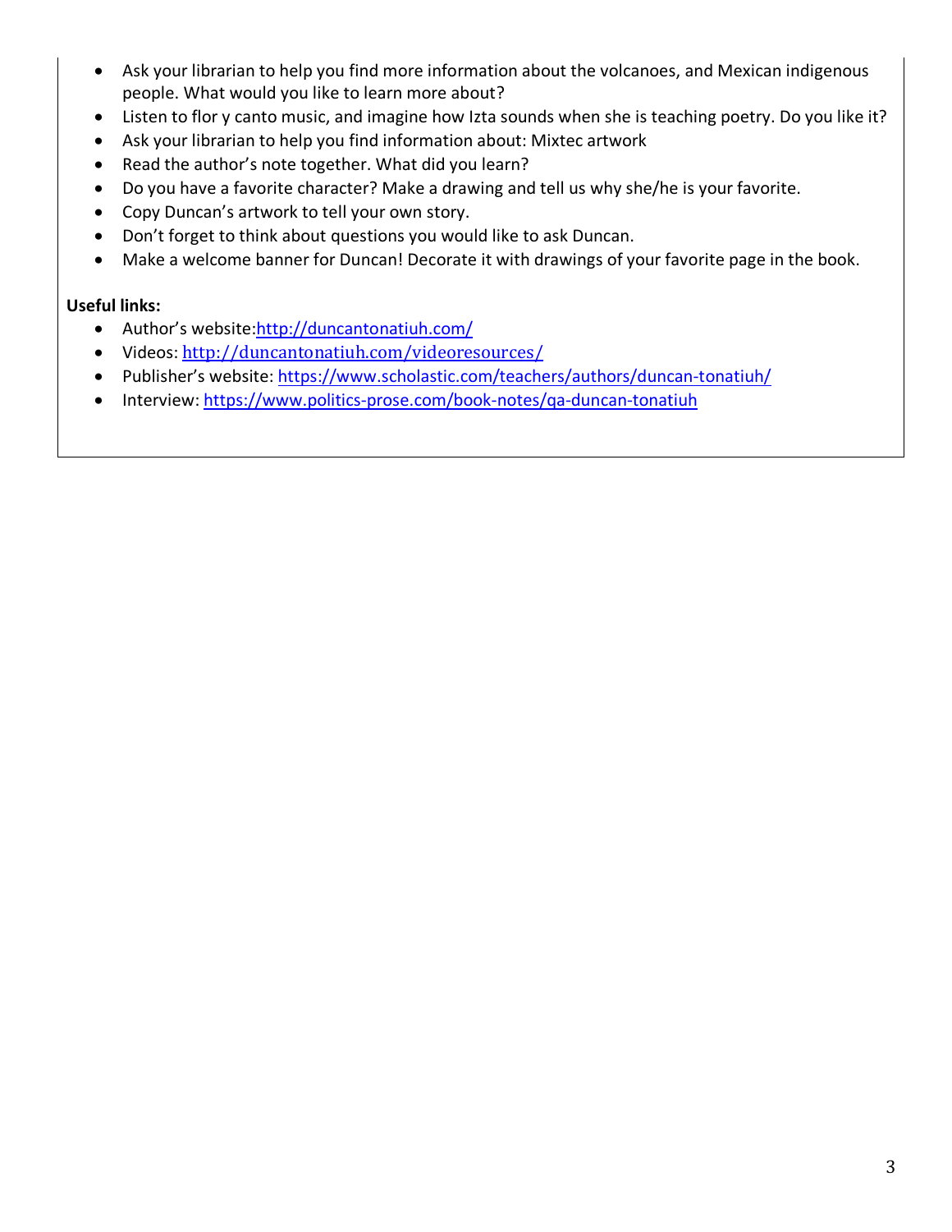- Ask your librarian to help you find more information about the volcanoes, and Mexican indigenous people. What would you like to learn more about?
- Listen to flor y canto music, and imagine how Izta sounds when she is teaching poetry. Do you like it?
- Ask your librarian to help you find information about: Mixtec artwork
- Read the author's note together. What did you learn?
- Do you have a favorite character? Make a drawing and tell us why she/he is your favorite.
- Copy Duncan's artwork to tell your own story.
- Don't forget to think about questions you would like to ask Duncan.
- Make a welcome banner for Duncan! Decorate it with drawings of your favorite page in the book.

**Useful links:**

- Author's website:http://duncantonatiuh.com/
- Videos: http://duncantonatiuh.com/videoresources/
- Publisher's website: https://www.scholastic.com/teachers/authors/duncan-tonatiuh/
- Interview: https://www.politics-prose.com/book-notes/qa-duncan-tonatiuh